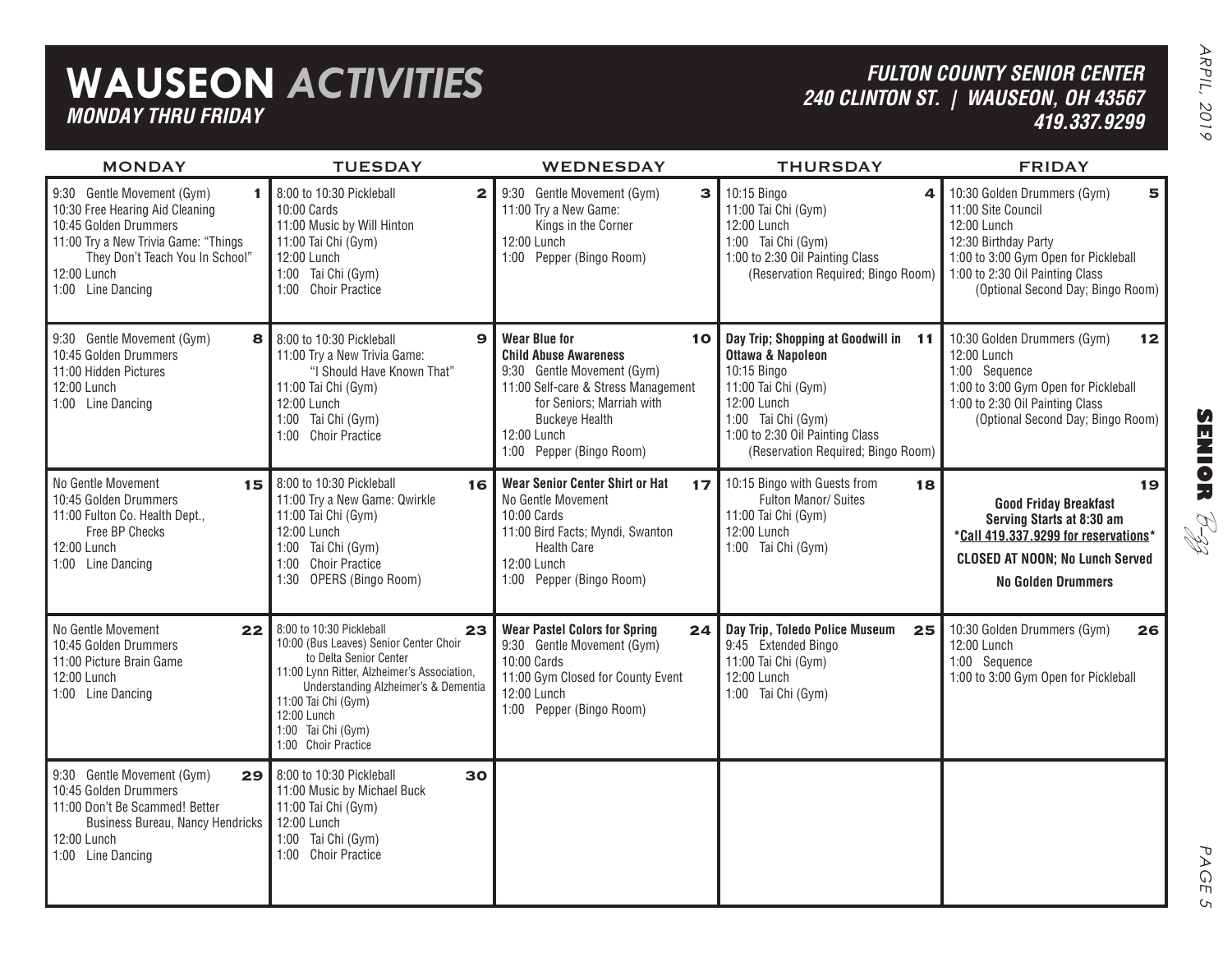# WAUSEON *ACTIVITIES*

***MONDAY THRU FRIDAY***

***FULTON COUNTY SENIOR CENTER***
***240 CLINTON ST. | WAUSEON, OH 43567***
***419.337.9299***

| MONDAY | TUESDAY | WEDNESDAY | THURSDAY | FRIDAY |
|---|---|---|---|---|
| **1**<br>9:30 Gentle Movement (Gym)<br>10:30 Free Hearing Aid Cleaning<br>10:45 Golden Drummers<br>11:00 Try a New Trivia Game: "Things They Don't Teach You In School"<br>12:00 Lunch<br>1:00 Line Dancing | **2**<br>8:00 to 10:30 Pickleball<br>10:00 Cards<br>11:00 Music by Will Hinton<br>11:00 Tai Chi (Gym)<br>12:00 Lunch<br>1:00 Tai Chi (Gym)<br>1:00 Choir Practice | **3**<br>9:30 Gentle Movement (Gym)<br>11:00 Try a New Game: Kings in the Corner<br>12:00 Lunch<br>1:00 Pepper (Bingo Room) | **4**<br>10:15 Bingo<br>11:00 Tai Chi (Gym)<br>12:00 Lunch<br>1:00 Tai Chi (Gym)<br>1:00 to 2:30 Oil Painting Class (Reservation Required; Bingo Room) | **5**<br>10:30 Golden Drummers (Gym)<br>11:00 Site Council<br>12:00 Lunch<br>12:30 Birthday Party<br>1:00 to 3:00 Gym Open for Pickleball<br>1:00 to 2:30 Oil Painting Class (Optional Second Day; Bingo Room) |
| **8**<br>9:30 Gentle Movement (Gym)<br>10:45 Golden Drummers<br>11:00 Hidden Pictures<br>12:00 Lunch<br>1:00 Line Dancing | **9**<br>8:00 to 10:30 Pickleball<br>11:00 Try a New Trivia Game: "I Should Have Known That"<br>11:00 Tai Chi (Gym)<br>12:00 Lunch<br>1:00 Tai Chi (Gym)<br>1:00 Choir Practice | **10**<br>**Wear Blue for Child Abuse Awareness**<br>9:30 Gentle Movement (Gym)<br>11:00 Self-care & Stress Management for Seniors; Marriah with Buckeye Health<br>12:00 Lunch<br>1:00 Pepper (Bingo Room) | **11**<br>**Day Trip; Shopping at Goodwill in Ottawa & Napoleon**<br>10:15 Bingo<br>11:00 Tai Chi (Gym)<br>12:00 Lunch<br>1:00 Tai Chi (Gym)<br>1:00 to 2:30 Oil Painting Class (Reservation Required; Bingo Room) | **12**<br>10:30 Golden Drummers (Gym)<br>12:00 Lunch<br>1:00 Sequence<br>1:00 to 3:00 Gym Open for Pickleball<br>1:00 to 2:30 Oil Painting Class (Optional Second Day; Bingo Room) |
| **15**<br>No Gentle Movement<br>10:45 Golden Drummers<br>11:00 Fulton Co. Health Dept., Free BP Checks<br>12:00 Lunch<br>1:00 Line Dancing | **16**<br>8:00 to 10:30 Pickleball<br>11:00 Try a New Game: Qwirkle<br>11:00 Tai Chi (Gym)<br>12:00 Lunch<br>1:00 Tai Chi (Gym)<br>1:00 Choir Practice<br>1:30 OPERS (Bingo Room) | **17**<br>**Wear Senior Center Shirt or Hat**<br>No Gentle Movement<br>10:00 Cards<br>11:00 Bird Facts; Myndi, Swanton Health Care<br>12:00 Lunch<br>1:00 Pepper (Bingo Room) | **18**<br>10:15 Bingo with Guests from Fulton Manor/ Suites<br>11:00 Tai Chi (Gym)<br>12:00 Lunch<br>1:00 Tai Chi (Gym) | **19**<br>**Good Friday Breakfast Serving Starts at 8:30 am**<br>**\*Call 419.337.9299 for reservations\***<br>**CLOSED AT NOON; No Lunch Served**<br>**No Golden Drummers** |
| **22**<br>No Gentle Movement<br>10:45 Golden Drummers<br>11:00 Picture Brain Game<br>12:00 Lunch<br>1:00 Line Dancing | **23**<br>8:00 to 10:30 Pickleball<br>10:00 (Bus Leaves) Senior Center Choir to Delta Senior Center<br>11:00 Lynn Ritter, Alzheimer's Association, Understanding Alzheimer's & Dementia<br>11:00 Tai Chi (Gym)<br>12:00 Lunch<br>1:00 Tai Chi (Gym)<br>1:00 Choir Practice | **24**<br>**Wear Pastel Colors for Spring**<br>9:30 Gentle Movement (Gym)<br>10:00 Cards<br>11:00 Gym Closed for County Event<br>12:00 Lunch<br>1:00 Pepper (Bingo Room) | **25**<br>**Day Trip, Toledo Police Museum**<br>9:45 Extended Bingo<br>11:00 Tai Chi (Gym)<br>12:00 Lunch<br>1:00 Tai Chi (Gym) | **26**<br>10:30 Golden Drummers (Gym)<br>12:00 Lunch<br>1:00 Sequence<br>1:00 to 3:00 Gym Open for Pickleball |
| **29**<br>9:30 Gentle Movement (Gym)<br>10:45 Golden Drummers<br>11:00 Don't Be Scammed! Better Business Bureau, Nancy Hendricks<br>12:00 Lunch<br>1:00 Line Dancing | **30**<br>8:00 to 10:30 Pickleball<br>11:00 Music by Michael Buck<br>11:00 Tai Chi (Gym)<br>12:00 Lunch<br>1:00 Tai Chi (Gym)<br>1:00 Choir Practice | | | |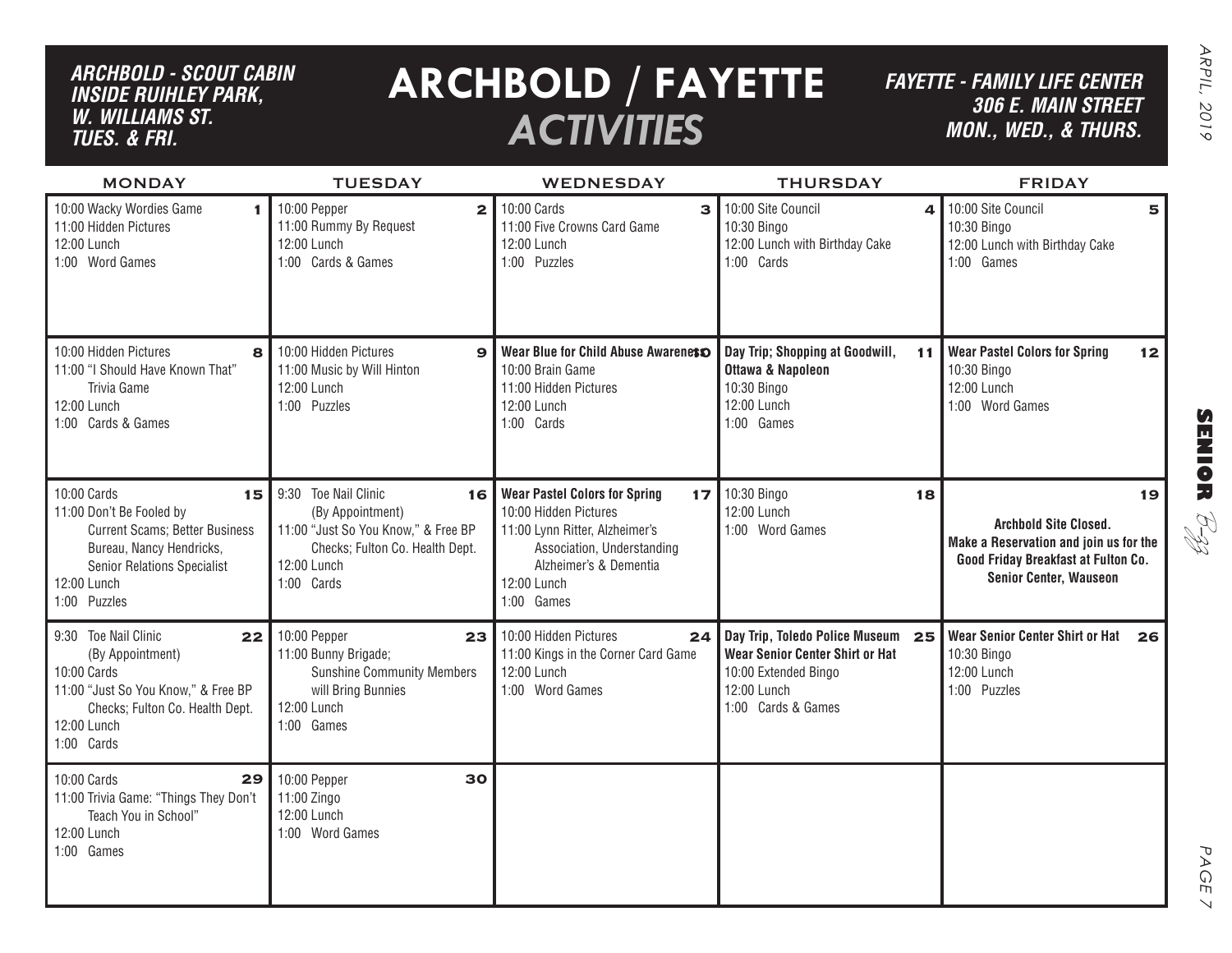*ARCHBOLD - SCOUT CABIN INSIDE RUIHLEY PARK, W. WILLIAMS ST. TUES. & FRI.*

# ARCHBOLD / FAYETTE *ACTIVITIES*

*FAYETTE - FAMILY LIFE CENTER 306 E. MAIN STREET MON., WED., & THURS.*

| MONDAY | TUESDAY | WEDNESDAY | THURSDAY | FRIDAY |
|---|---|---|---|---|
| **1**<br>10:00 Wacky Wordies Game<br>11:00 Hidden Pictures<br>12:00 Lunch<br>1:00 Word Games | **2**<br>10:00 Pepper<br>11:00 Rummy By Request<br>12:00 Lunch<br>1:00 Cards & Games | **3**<br>10:00 Cards<br>11:00 Five Crowns Card Game<br>12:00 Lunch<br>1:00 Puzzles | **4**<br>10:00 Site Council<br>10:30 Bingo<br>12:00 Lunch with Birthday Cake<br>1:00 Cards | **5**<br>10:00 Site Council<br>10:30 Bingo<br>12:00 Lunch with Birthday Cake<br>1:00 Games |
| **8**<br>10:00 Hidden Pictures<br>11:00 "I Should Have Known That" Trivia Game<br>12:00 Lunch<br>1:00 Cards & Games | **9**<br>10:00 Hidden Pictures<br>11:00 Music by Will Hinton<br>12:00 Lunch<br>1:00 Puzzles | **10**<br>**Wear Blue for Child Abuse Awareness**<br>10:00 Brain Game<br>11:00 Hidden Pictures<br>12:00 Lunch<br>1:00 Cards | **11**<br>**Day Trip; Shopping at Goodwill, Ottawa & Napoleon**<br>10:30 Bingo<br>12:00 Lunch<br>1:00 Games | **12**<br>**Wear Pastel Colors for Spring**<br>10:30 Bingo<br>12:00 Lunch<br>1:00 Word Games |
| **15**<br>10:00 Cards<br>11:00 Don't Be Fooled by Current Scams; Better Business Bureau, Nancy Hendricks, Senior Relations Specialist<br>12:00 Lunch<br>1:00 Puzzles | **16**<br>9:30 Toe Nail Clinic (By Appointment)<br>11:00 "Just So You Know," & Free BP Checks; Fulton Co. Health Dept.<br>12:00 Lunch<br>1:00 Cards | **17**<br>**Wear Pastel Colors for Spring**<br>10:00 Hidden Pictures<br>11:00 Lynn Ritter, Alzheimer's Association, Understanding Alzheimer's & Dementia<br>12:00 Lunch<br>1:00 Games | **18**<br>10:30 Bingo<br>12:00 Lunch<br>1:00 Word Games | **19**<br>**Archbold Site Closed.**<br>**Make a Reservation and join us for the Good Friday Breakfast at Fulton Co. Senior Center, Wauseon** |
| **22**<br>9:30 Toe Nail Clinic (By Appointment)<br>10:00 Cards<br>11:00 "Just So You Know," & Free BP Checks; Fulton Co. Health Dept.<br>12:00 Lunch<br>1:00 Cards | **23**<br>10:00 Pepper<br>11:00 Bunny Brigade; Sunshine Community Members will Bring Bunnies<br>12:00 Lunch<br>1:00 Games | **24**<br>10:00 Hidden Pictures<br>11:00 Kings in the Corner Card Game<br>12:00 Lunch<br>1:00 Word Games | **25**<br>**Day Trip, Toledo Police Museum**<br>**Wear Senior Center Shirt or Hat**<br>10:00 Extended Bingo<br>12:00 Lunch<br>1:00 Cards & Games | **26**<br>**Wear Senior Center Shirt or Hat**<br>10:30 Bingo<br>12:00 Lunch<br>1:00 Puzzles |
| **29**<br>10:00 Cards<br>11:00 Trivia Game: "Things They Don't Teach You in School"<br>12:00 Lunch<br>1:00 Games | **30**<br>10:00 Pepper<br>11:00 Zingo<br>12:00 Lunch<br>1:00 Word Games | | | |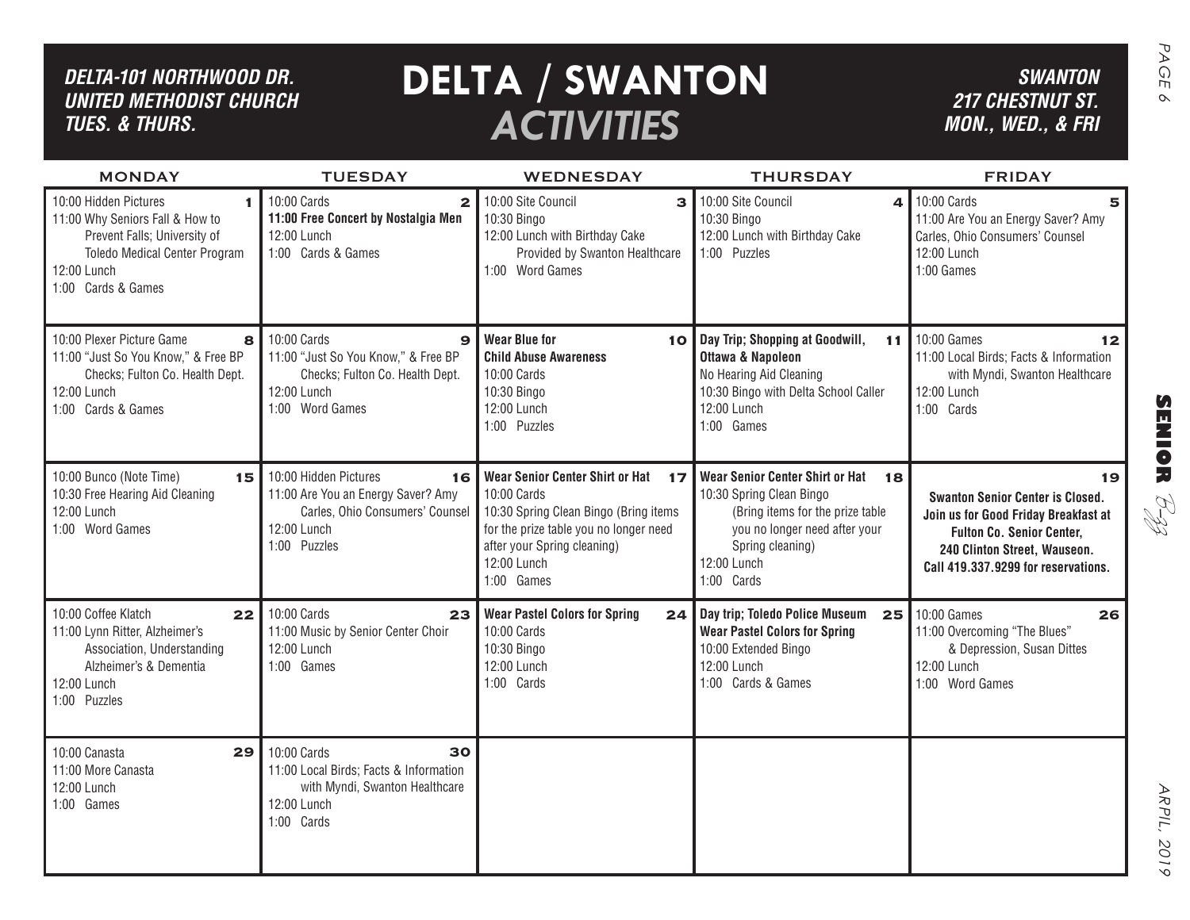**DELTA-101 NORTHWOOD DR.**
**UNITED METHODIST CHURCH**
**TUES. & THURS.**

# DELTA / SWANTON *ACTIVITIES*

**SWANTON**
**217 CHESTNUT ST.**
**MON., WED., & FRI**

| MONDAY | TUESDAY | WEDNESDAY | THURSDAY | FRIDAY |
|---|---|---|---|---|
| **1** 10:00 Hidden Pictures<br>11:00 Why Seniors Fall & How to Prevent Falls; University of Toledo Medical Center Program<br>12:00 Lunch<br>1:00 Cards & Games | **2** 10:00 Cards<br>**11:00 Free Concert by Nostalgia Men**<br>12:00 Lunch<br>1:00 Cards & Games | **3** 10:00 Site Council<br>10:30 Bingo<br>12:00 Lunch with Birthday Cake Provided by Swanton Healthcare<br>1:00 Word Games | **4** 10:00 Site Council<br>10:30 Bingo<br>12:00 Lunch with Birthday Cake<br>1:00 Puzzles | **5** 10:00 Cards<br>11:00 Are You an Energy Saver? Amy Carles, Ohio Consumers' Counsel<br>12:00 Lunch<br>1:00 Games |
| **8** 10:00 Plexer Picture Game<br>11:00 "Just So You Know," & Free BP Checks; Fulton Co. Health Dept.<br>12:00 Lunch<br>1:00 Cards & Games | **9** 10:00 Cards<br>11:00 "Just So You Know," & Free BP Checks; Fulton Co. Health Dept.<br>12:00 Lunch<br>1:00 Word Games | **10** **Wear Blue for Child Abuse Awareness**<br>10:00 Cards<br>10:30 Bingo<br>12:00 Lunch<br>1:00 Puzzles | **11** **Day Trip; Shopping at Goodwill, Ottawa & Napoleon**<br>No Hearing Aid Cleaning<br>10:30 Bingo with Delta School Caller<br>12:00 Lunch<br>1:00 Games | **12** 10:00 Games<br>11:00 Local Birds; Facts & Information with Myndi, Swanton Healthcare<br>12:00 Lunch<br>1:00 Cards |
| **15** 10:00 Bunco (Note Time)<br>10:30 Free Hearing Aid Cleaning<br>12:00 Lunch<br>1:00 Word Games | **16** 10:00 Hidden Pictures<br>11:00 Are You an Energy Saver? Amy Carles, Ohio Consumers' Counsel<br>12:00 Lunch<br>1:00 Puzzles | **17** **Wear Senior Center Shirt or Hat**<br>10:00 Cards<br>10:30 Spring Clean Bingo (Bring items for the prize table you no longer need after your Spring cleaning)<br>12:00 Lunch<br>1:00 Games | **18** **Wear Senior Center Shirt or Hat**<br>10:30 Spring Clean Bingo (Bring items for the prize table you no longer need after your Spring cleaning)<br>12:00 Lunch<br>1:00 Cards | **19** **Swanton Senior Center is Closed. Join us for Good Friday Breakfast at Fulton Co. Senior Center, 240 Clinton Street, Wauseon. Call 419.337.9299 for reservations.** |
| **22** 10:00 Coffee Klatch<br>11:00 Lynn Ritter, Alzheimer's Association, Understanding Alzheimer's & Dementia<br>12:00 Lunch<br>1:00 Puzzles | **23** 10:00 Cards<br>11:00 Music by Senior Center Choir<br>12:00 Lunch<br>1:00 Games | **24** **Wear Pastel Colors for Spring**<br>10:00 Cards<br>10:30 Bingo<br>12:00 Lunch<br>1:00 Cards | **25** **Day trip; Toledo Police Museum**<br>**Wear Pastel Colors for Spring**<br>10:00 Extended Bingo<br>12:00 Lunch<br>1:00 Cards & Games | **26** 10:00 Games<br>11:00 Overcoming "The Blues" & Depression, Susan Dittes<br>12:00 Lunch<br>1:00 Word Games |
| **29** 10:00 Canasta<br>11:00 More Canasta<br>12:00 Lunch<br>1:00 Games | **30** 10:00 Cards<br>11:00 Local Birds; Facts & Information with Myndi, Swanton Healthcare<br>12:00 Lunch<br>1:00 Cards | | | |